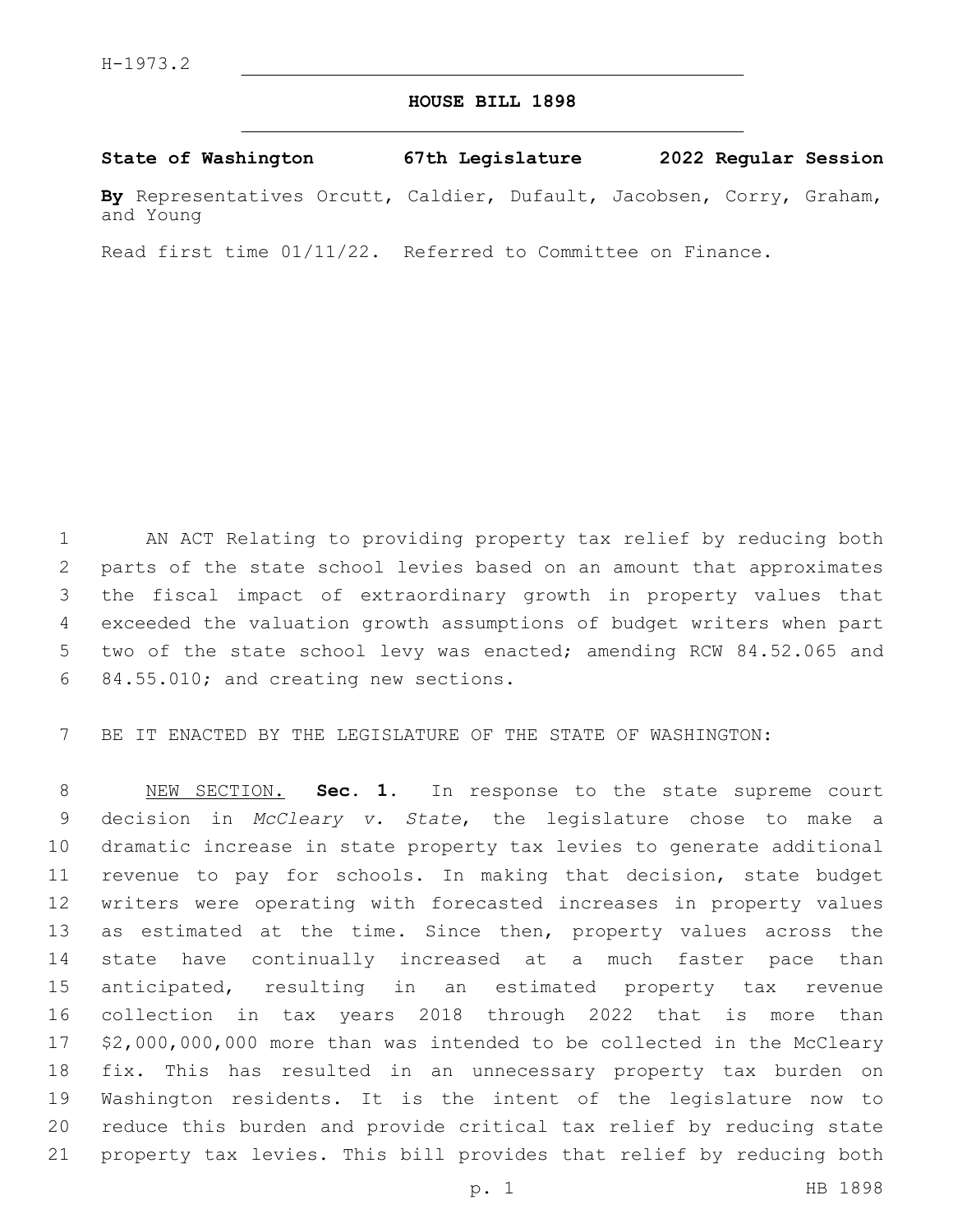H-1973.2

# HOUSE BILL 1898

**State of Washington 67th Legislature 2022 Regular Session**

**By** Representatives Orcutt, Caldier, Dufault, Jacobsen, Corry, Graham, and Young

Read first time 01/11/22. Referred to Committee on Finance.

AN ACT Relating to providing property tax relief by reducing both parts of the state school levies based on an amount that approximates the fiscal impact of extraordinary growth in property values that exceeded the valuation growth assumptions of budget writers when part two of the state school levy was enacted; amending RCW 84.52.065 and 84.55.010; and creating new sections.

BE IT ENACTED BY THE LEGISLATURE OF THE STATE OF WASHINGTON:

NEW SECTION. **Sec. 1.** In response to the state supreme court decision in *McCleary v. State*, the legislature chose to make a dramatic increase in state property tax levies to generate additional revenue to pay for schools. In making that decision, state budget writers were operating with forecasted increases in property values as estimated at the time. Since then, property values across the state have continually increased at a much faster pace than anticipated, resulting in an estimated property tax revenue collection in tax years 2018 through 2022 that is more than $2,000,000,000 more than was intended to be collected in the McCleary fix. This has resulted in an unnecessary property tax burden on Washington residents. It is the intent of the legislature now to reduce this burden and provide critical tax relief by reducing state property tax levies. This bill provides that relief by reducing both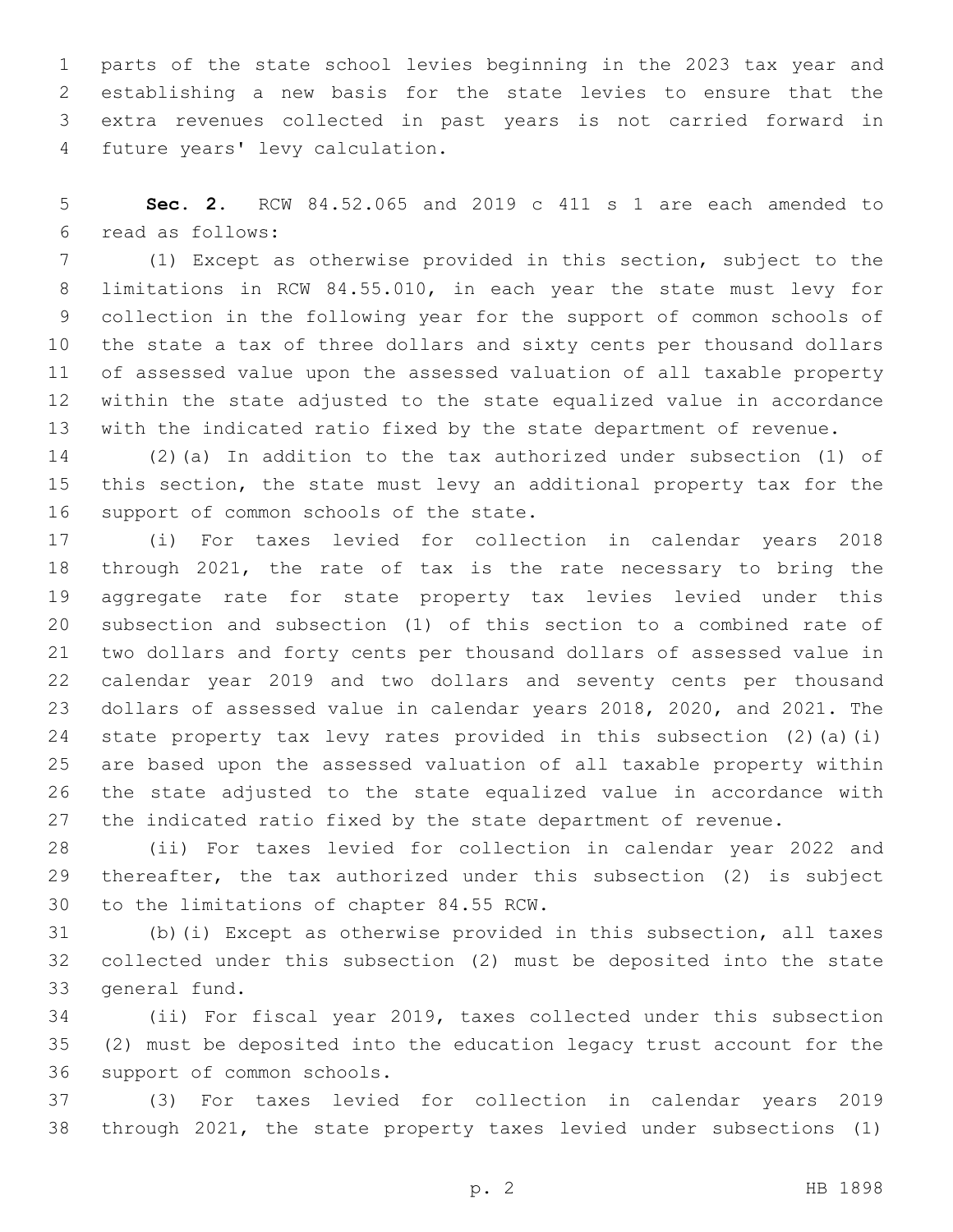parts of the state school levies beginning in the 2023 tax year and establishing a new basis for the state levies to ensure that the extra revenues collected in past years is not carried forward in future years' levy calculation.

**Sec. 2.** RCW 84.52.065 and 2019 c 411 s 1 are each amended to read as follows:

(1) Except as otherwise provided in this section, subject to the limitations in RCW 84.55.010, in each year the state must levy for collection in the following year for the support of common schools of the state a tax of three dollars and sixty cents per thousand dollars of assessed value upon the assessed valuation of all taxable property within the state adjusted to the state equalized value in accordance with the indicated ratio fixed by the state department of revenue.

(2)(a) In addition to the tax authorized under subsection (1) of this section, the state must levy an additional property tax for the support of common schools of the state.

(i) For taxes levied for collection in calendar years 2018 through 2021, the rate of tax is the rate necessary to bring the aggregate rate for state property tax levies levied under this subsection and subsection (1) of this section to a combined rate of two dollars and forty cents per thousand dollars of assessed value in calendar year 2019 and two dollars and seventy cents per thousand dollars of assessed value in calendar years 2018, 2020, and 2021. The state property tax levy rates provided in this subsection (2)(a)(i) are based upon the assessed valuation of all taxable property within the state adjusted to the state equalized value in accordance with the indicated ratio fixed by the state department of revenue.

(ii) For taxes levied for collection in calendar year 2022 and thereafter, the tax authorized under this subsection (2) is subject to the limitations of chapter 84.55 RCW.

(b)(i) Except as otherwise provided in this subsection, all taxes collected under this subsection (2) must be deposited into the state general fund.

(ii) For fiscal year 2019, taxes collected under this subsection (2) must be deposited into the education legacy trust account for the support of common schools.

(3) For taxes levied for collection in calendar years 2019 through 2021, the state property taxes levied under subsections (1)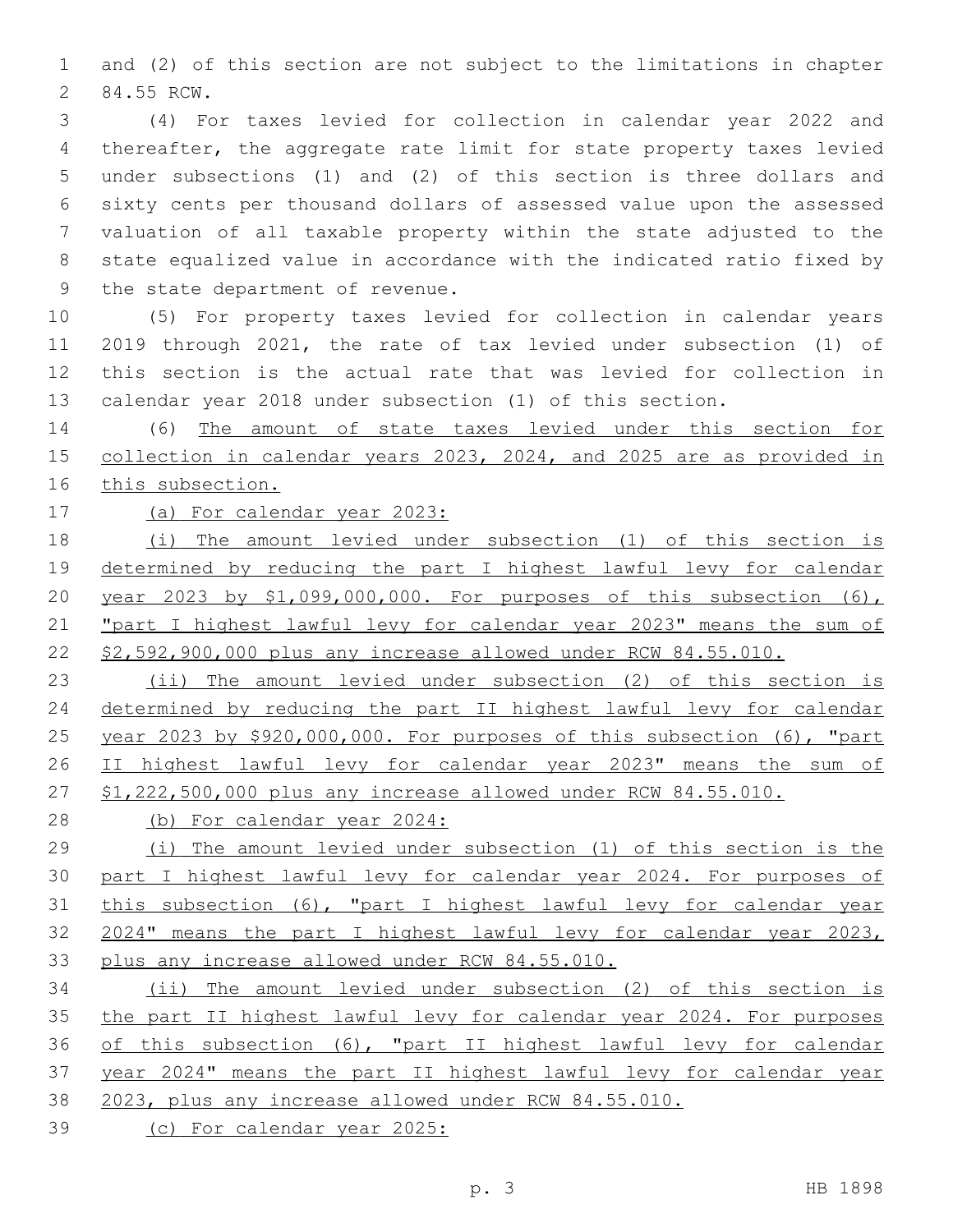and (2) of this section are not subject to the limitations in chapter 84.55 RCW.

(4) For taxes levied for collection in calendar year 2022 and thereafter, the aggregate rate limit for state property taxes levied under subsections (1) and (2) of this section is three dollars and sixty cents per thousand dollars of assessed value upon the assessed valuation of all taxable property within the state adjusted to the state equalized value in accordance with the indicated ratio fixed by the state department of revenue.

(5) For property taxes levied for collection in calendar years 2019 through 2021, the rate of tax levied under subsection (1) of this section is the actual rate that was levied for collection in calendar year 2018 under subsection (1) of this section.

(6) <u>The amount of state taxes levied under this section for collection in calendar years 2023, 2024, and 2025 are as provided in this subsection.</u>

<u>(a) For calendar year 2023:</u>

<u>(i) The amount levied under subsection (1) of this section is determined by reducing the part I highest lawful levy for calendar year 2023 by $1,099,000,000. For purposes of this subsection (6), "part I highest lawful levy for calendar year 2023" means the sum of $2,592,900,000 plus any increase allowed under RCW 84.55.010.</u>

<u>(ii) The amount levied under subsection (2) of this section is determined by reducing the part II highest lawful levy for calendar year 2023 by $920,000,000. For purposes of this subsection (6), "part II highest lawful levy for calendar year 2023" means the sum of $1,222,500,000 plus any increase allowed under RCW 84.55.010.</u>

<u>(b) For calendar year 2024:</u>

<u>(i) The amount levied under subsection (1) of this section is the part I highest lawful levy for calendar year 2024. For purposes of this subsection (6), "part I highest lawful levy for calendar year 2024" means the part I highest lawful levy for calendar year 2023, plus any increase allowed under RCW 84.55.010.</u>

<u>(ii) The amount levied under subsection (2) of this section is the part II highest lawful levy for calendar year 2024. For purposes of this subsection (6), "part II highest lawful levy for calendar year 2024" means the part II highest lawful levy for calendar year 2023, plus any increase allowed under RCW 84.55.010.</u>

<u>(c) For calendar year 2025:</u>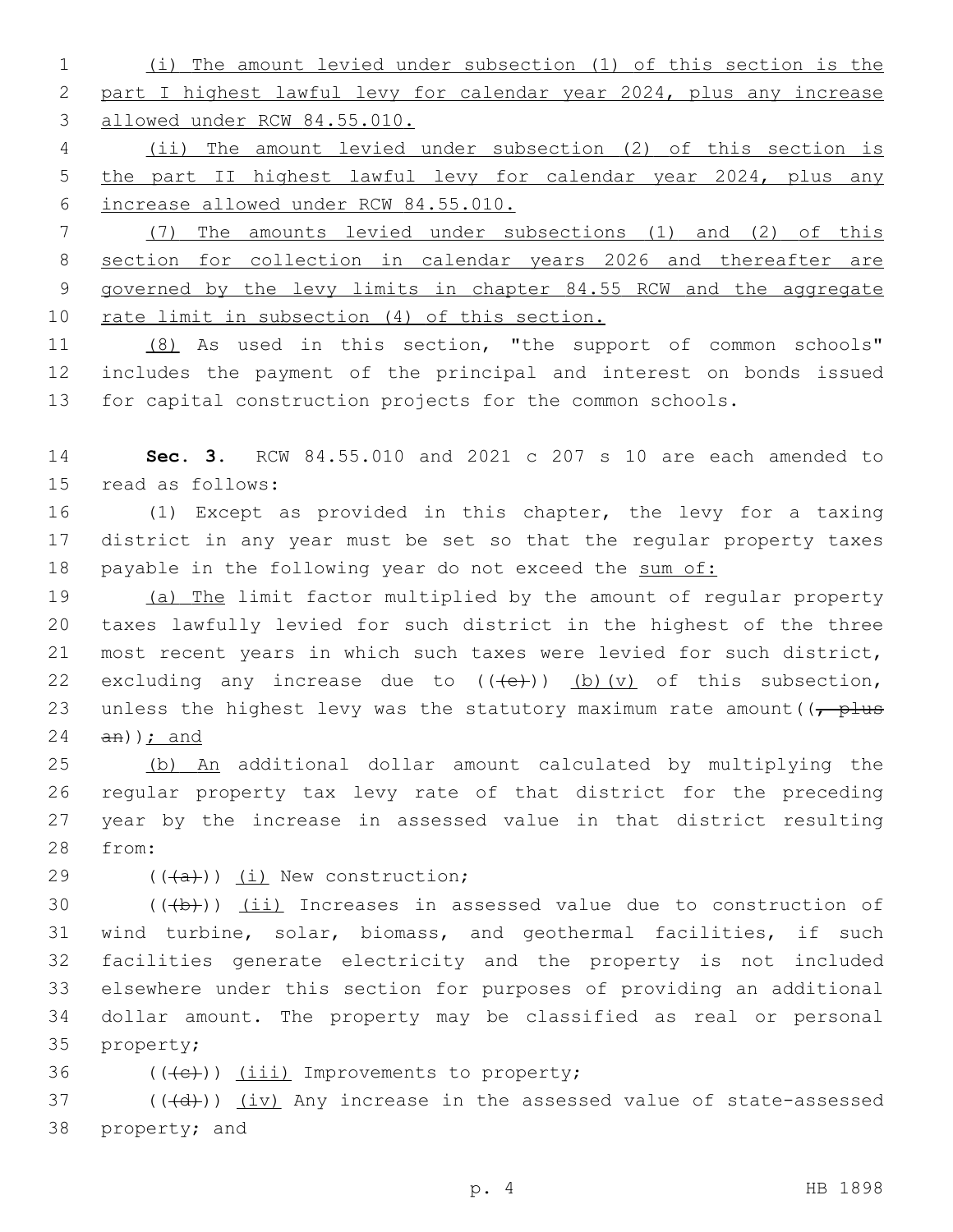(i) The amount levied under subsection (1) of this section is the part I highest lawful levy for calendar year 2024, plus any increase allowed under RCW 84.55.010.

(ii) The amount levied under subsection (2) of this section is the part II highest lawful levy for calendar year 2024, plus any increase allowed under RCW 84.55.010.

(7) The amounts levied under subsections (1) and (2) of this section for collection in calendar years 2026 and thereafter are governed by the levy limits in chapter 84.55 RCW and the aggregate rate limit in subsection (4) of this section.

(8) As used in this section, "the support of common schools" includes the payment of the principal and interest on bonds issued for capital construction projects for the common schools.

**Sec. 3.** RCW 84.55.010 and 2021 c 207 s 10 are each amended to read as follows:

(1) Except as provided in this chapter, the levy for a taxing district in any year must be set so that the regular property taxes payable in the following year do not exceed the sum of:

(a) The limit factor multiplied by the amount of regular property taxes lawfully levied for such district in the highest of the three most recent years in which such taxes were levied for such district, excluding any increase due to ((~~(e)~~)) (b)(v) of this subsection, unless the highest levy was the statutory maximum rate amount((~~, plus an~~)); and

(b) An additional dollar amount calculated by multiplying the regular property tax levy rate of that district for the preceding year by the increase in assessed value in that district resulting from:

((~~(a)~~)) (i) New construction;

((~~(b)~~)) (ii) Increases in assessed value due to construction of wind turbine, solar, biomass, and geothermal facilities, if such facilities generate electricity and the property is not included elsewhere under this section for purposes of providing an additional dollar amount. The property may be classified as real or personal property;

((~~(c)~~)) (iii) Improvements to property;

((~~(d)~~)) (iv) Any increase in the assessed value of state-assessed property; and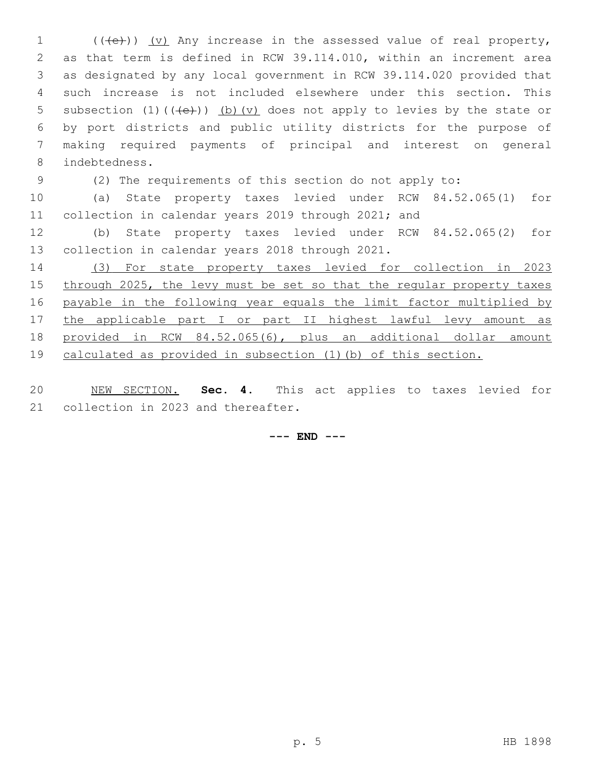(((e))) (v) Any increase in the assessed value of real property, as that term is defined in RCW 39.114.010, within an increment area as designated by any local government in RCW 39.114.020 provided that such increase is not included elsewhere under this section. This subsection (1)(((e))) (b)(v) does not apply to levies by the state or by port districts and public utility districts for the purpose of making required payments of principal and interest on general indebtedness.

(2) The requirements of this section do not apply to:

(a) State property taxes levied under RCW 84.52.065(1) for collection in calendar years 2019 through 2021; and

(b) State property taxes levied under RCW 84.52.065(2) for collection in calendar years 2018 through 2021.

(3) For state property taxes levied for collection in 2023 through 2025, the levy must be set so that the regular property taxes payable in the following year equals the limit factor multiplied by the applicable part I or part II highest lawful levy amount as provided in RCW 84.52.065(6), plus an additional dollar amount calculated as provided in subsection (1)(b) of this section.

NEW SECTION. **Sec. 4.** This act applies to taxes levied for collection in 2023 and thereafter.

**--- END ---**